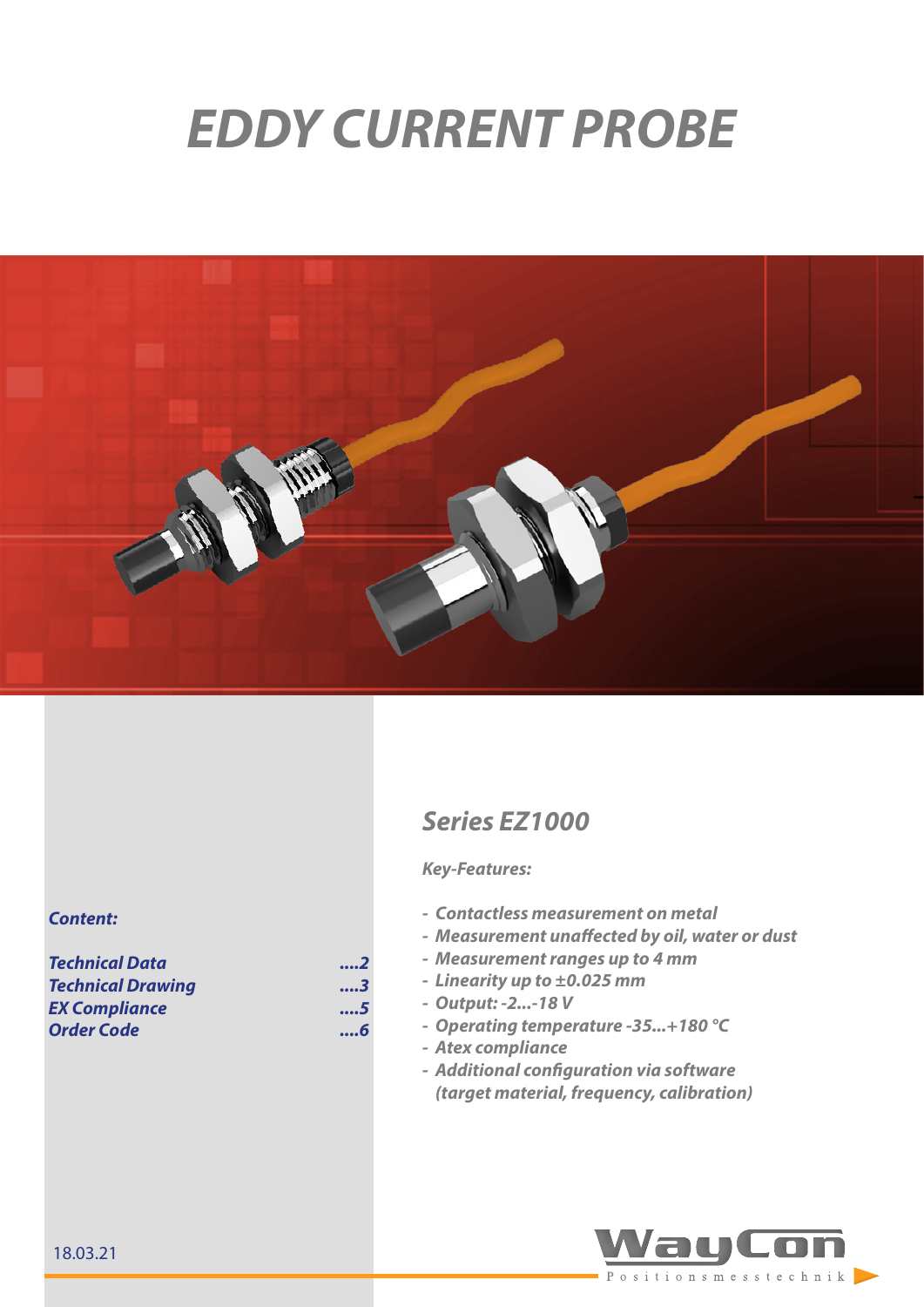# EDDY CURRENT PROBE

## Series EZ1000

*Key-Features:*

- *Contactless measurement on metal*
- *Measurement unaffected by oil, water or dust*
- *Measurement ranges up to 4 mm*
- *Linearity up to ±0.025 mm*
- *Output: -2...-18 V*
- *Operating temperature -35...+180 °C*
- *Atex compliance*
- *Additional configuration via software (target material, frequency, calibration)*

*Content:*

| | |
|---|---|
| Technical Data | ....2 |
| Technical Drawing | ....3 |
| EX Compliance | ....5 |
| Order Code | ....6 |

18.03.21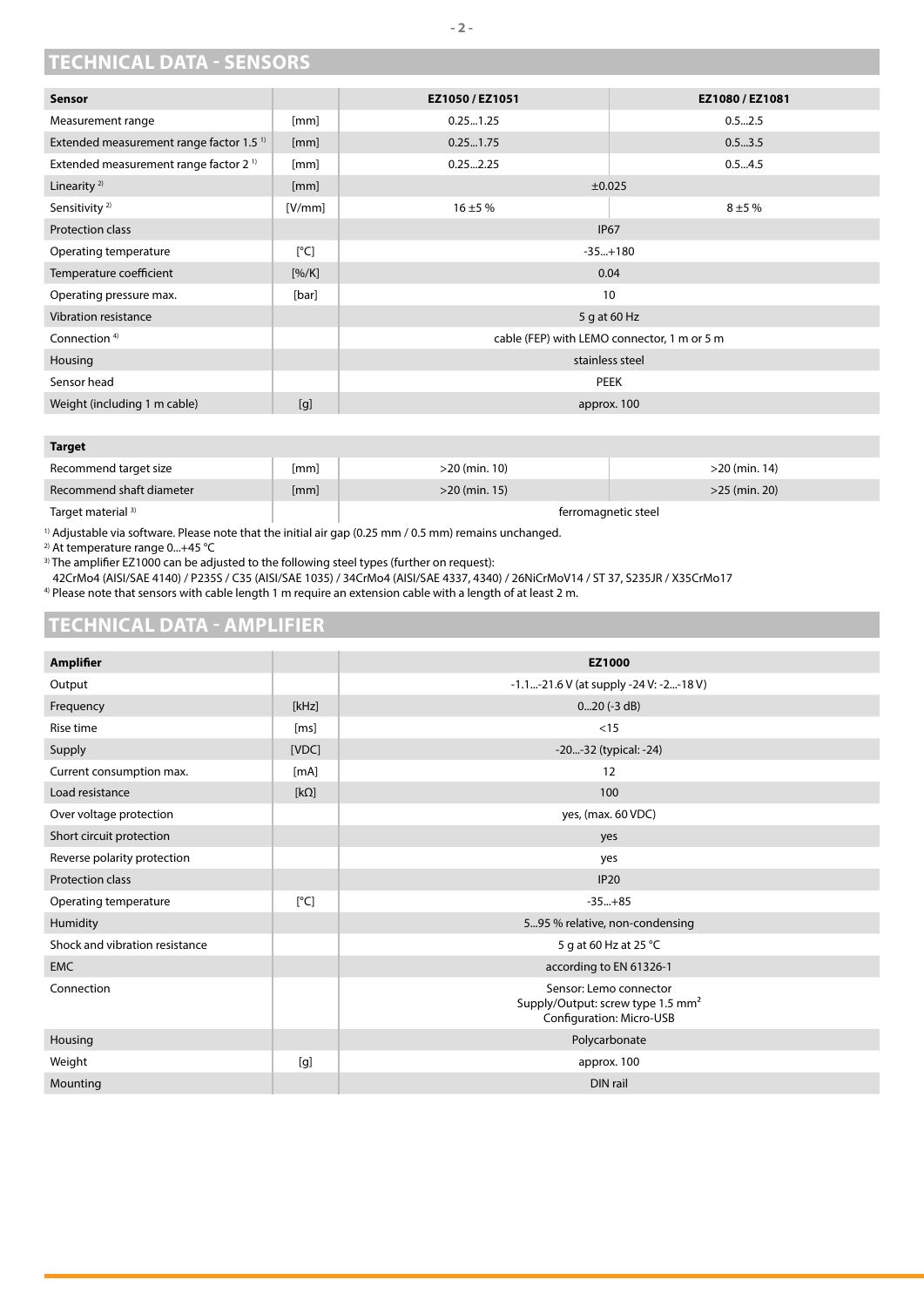## TECHNICAL DATA - SENSORS

| Sensor | | EZ1050 / EZ1051 | EZ1080 / EZ1081 |
|---|---|---|---|
| Measurement range | [mm] | 0.25...1.25 | 0.5...2.5 |
| Extended measurement range factor 1.5 [1] | [mm] | 0.25...1.75 | 0.5...3.5 |
| Extended measurement range factor 2 [1] | [mm] | 0.25...2.25 | 0.5...4.5 |
| Linearity [2] | [mm] | ±0.025 | |
| Sensitivity [2] | [V/mm] | 16 ±5 % | 8 ±5 % |
| Protection class | | IP67 | |
| Operating temperature | [°C] | -35...+180 | |
| Temperature coefficient | [%/K] | 0.04 | |
| Operating pressure max. | [bar] | 10 | |
| Vibration resistance | | 5 g at 60 Hz | |
| Connection [4] | | cable (FEP) with LEMO connector, 1 m or 5 m | |
| Housing | | stainless steel | |
| Sensor head | | PEEK | |
| Weight (including 1 m cable) | [g] | approx. 100 | |

| Target | | | |
|---|---|---|---|
| Recommend target size | [mm] | >20 (min. 10) | >20 (min. 14) |
| Recommend shaft diameter | [mm] | >20 (min. 15) | >25 (min. 20) |
| Target material [3] | | ferromagnetic steel | |

[1] Adjustable via software. Please note that the initial air gap (0.25 mm / 0.5 mm) remains unchanged.
[2] At temperature range 0...+45 °C
[3] The amplifier EZ1000 can be adjusted to the following steel types (further on request):
42CrMo4 (AISI/SAE 4140) / P235S / C35 (AISI/SAE 1035) / 34CrMo4 (AISI/SAE 4337, 4340) / 26NiCrMoV14 / ST 37, S235JR / X35CrMo17
[4] Please note that sensors with cable length 1 m require an extension cable with a length of at least 2 m.

## TECHNICAL DATA - AMPLIFIER

| Amplifier | | EZ1000 |
|---|---|---|
| Output | | -1.1...-21.6 V (at supply -24 V: -2...-18 V) |
| Frequency | [kHz] | 0...20 (-3 dB) |
| Rise time | [ms] | <15 |
| Supply | [VDC] | -20...-32 (typical: -24) |
| Current consumption max. | [mA] | 12 |
| Load resistance | [kΩ] | 100 |
| Over voltage protection | | yes, (max. 60 VDC) |
| Short circuit protection | | yes |
| Reverse polarity protection | | yes |
| Protection class | | IP20 |
| Operating temperature | [°C] | -35...+85 |
| Humidity | | 5...95 % relative, non-condensing |
| Shock and vibration resistance | | 5 g at 60 Hz at 25 °C |
| EMC | | according to EN 61326-1 |
| Connection | | Sensor: Lemo connector<br>Supply/Output: screw type 1.5 mm²<br>Configuration: Micro-USB |
| Housing | | Polycarbonate |
| Weight | [g] | approx. 100 |
| Mounting | | DIN rail |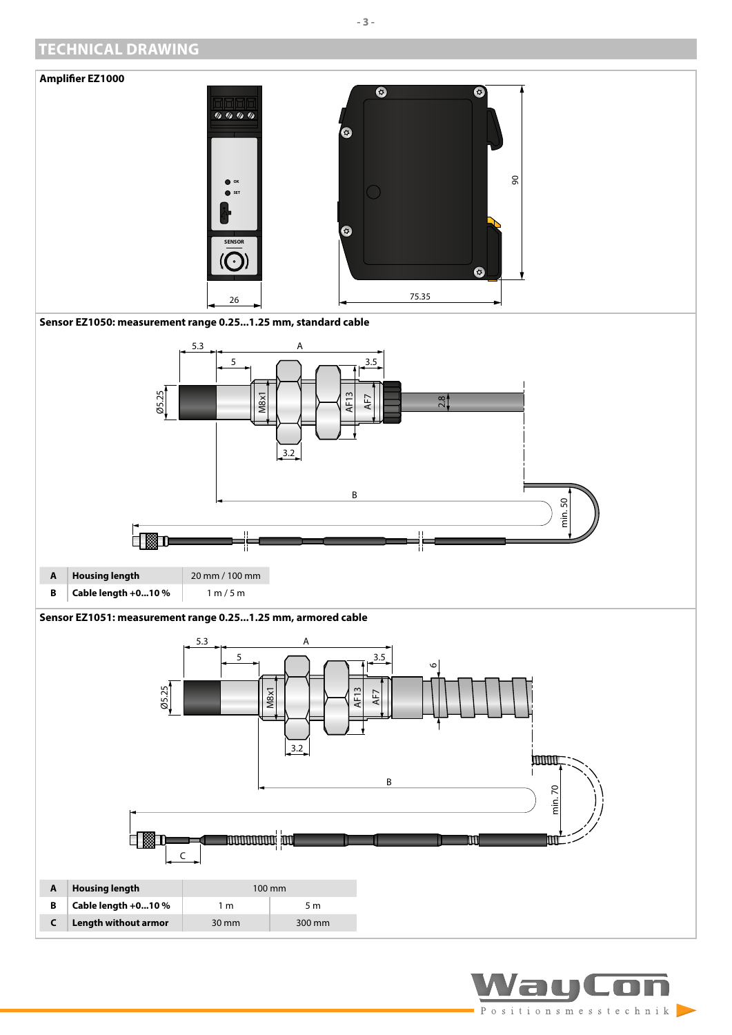## TECHNICAL DRAWING

**Amplifier EZ1000**

**Sensor EZ1050: measurement range 0.25...1.25 mm, standard cable**

| | | |
|---|---|---|
| **A** | **Housing length** | 20 mm / 100 mm |
| **B** | **Cable length +0...10 %** | 1 m / 5 m |

**Sensor EZ1051: measurement range 0.25...1.25 mm, armored cable**

| | | | |
|---|---|---|---|
| **A** | **Housing length** | 100 mm | |
| **B** | **Cable length +0...10 %** | 1 m | 5 m |
| **C** | **Length without armor** | 30 mm | 300 mm |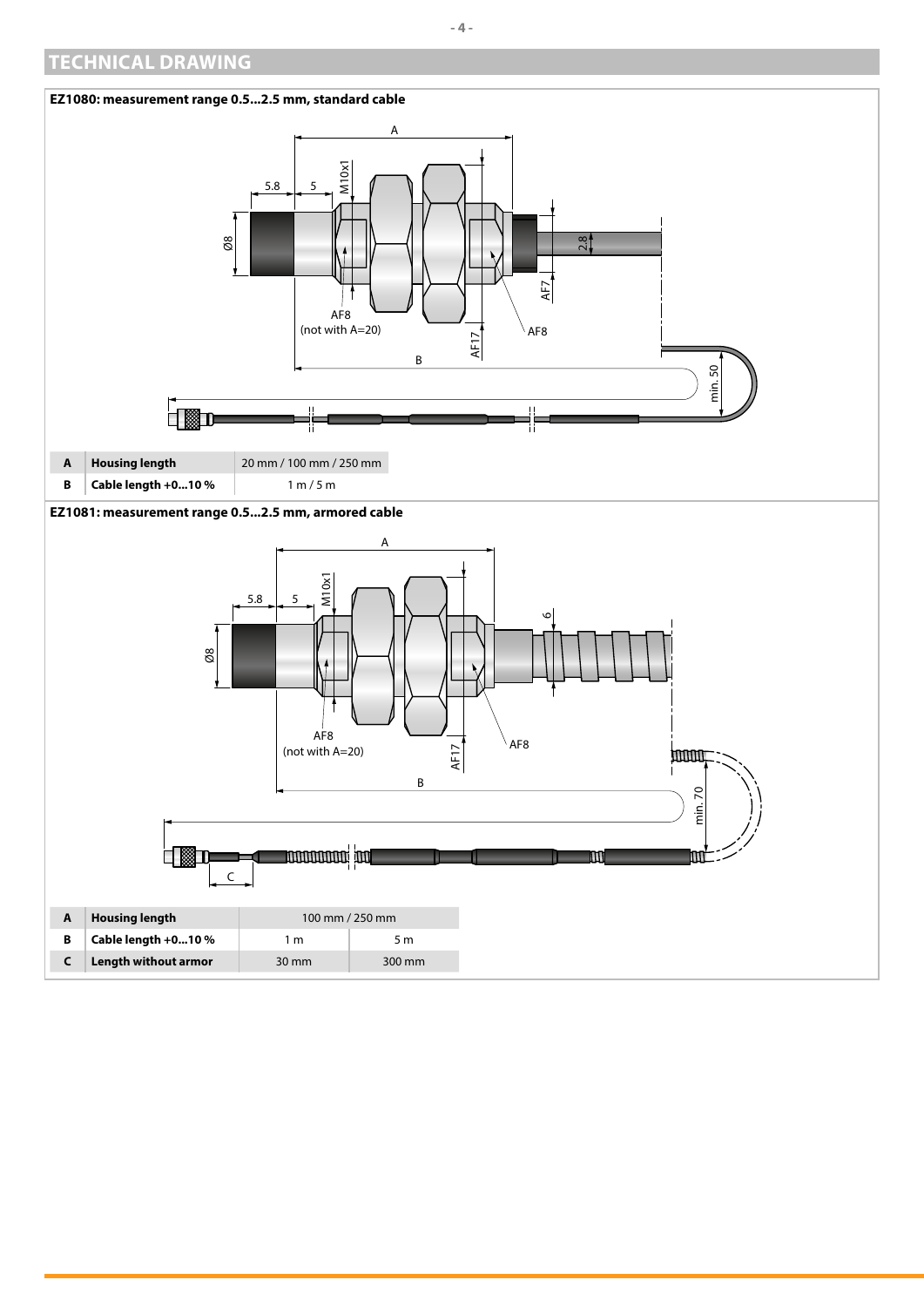# TECHNICAL DRAWING

**EZ1080: measurement range 0.5...2.5 mm, standard cable**

| | | |
|---|---|---|
| **A** | **Housing length** | 20 mm / 100 mm / 250 mm |
| **B** | **Cable length +0...10 %** | 1 m / 5 m |

**EZ1081: measurement range 0.5...2.5 mm, armored cable**

| | | | |
|---|---|---|---|
| **A** | **Housing length** | 100 mm / 250 mm | |
| **B** | **Cable length +0...10 %** | 1 m | 5 m |
| **C** | **Length without armor** | 30 mm | 300 mm |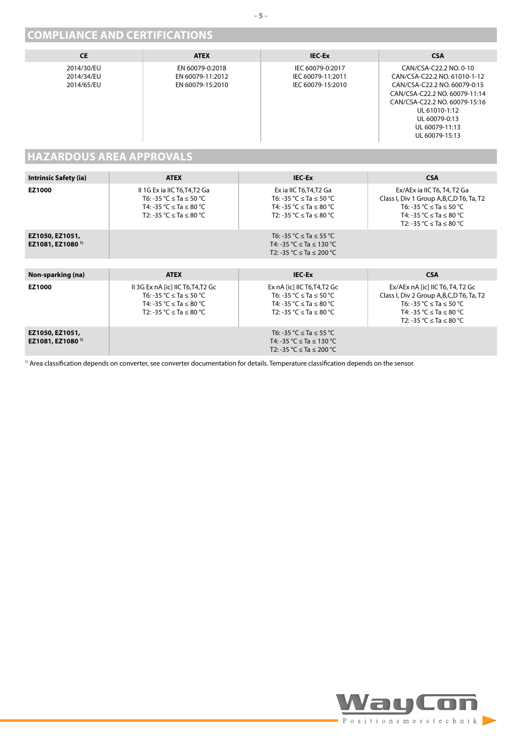## COMPLIANCE AND CERTIFICATIONS

| CE | ATEX | IEC-Ex | CSA |
|---|---|---|---|
| 2014/30/EU<br>2014/34/EU<br>2014/65/EU | EN 60079-0:2018<br>EN 60079-11:2012<br>EN 60079-15:2010 | IEC 60079-0:2017<br>IEC 60079-11:2011<br>IEC 60079-15:2010 | CAN/CSA-C22.2 NO. 0-10<br>CAN/CSA-C22.2 NO. 61010-1-12<br>CAN/CSA-C22.2 NO. 60079-0:15<br>CAN/CSA-C22.2 NO. 60079-11:14<br>CAN/CSA-C22.2 NO. 60079-15:16<br>UL 61010-1:12<br>UL 60079-0:13<br>UL 60079-11:13<br>UL 60079-15:13 |

## HAZARDOUS AREA APPROVALS

| Intrinsic Safety (ia) | ATEX | IEC-Ex | CSA |
|---|---|---|---|
| **EZ1000** | II 1G Ex ia IIC T6,T4,T2 Ga<br>T6: -35 °C ≤ Ta ≤ 50 °C<br>T4: -35 °C ≤ Ta ≤ 80 °C<br>T2: -35 °C ≤ Ta ≤ 80 °C | Ex ia IIC T6,T4,T2 Ga<br>T6: -35 °C ≤ Ta ≤ 50 °C<br>T4: -35 °C ≤ Ta ≤ 80 °C<br>T2: -35 °C ≤ Ta ≤ 80 °C | Ex/AEx ia IIC T6, T4, T2 Ga<br>Class I, Div 1 Group A,B,C,D T6, Ta, T2<br>T6: -35 °C ≤ Ta ≤ 50 °C<br>T4: -35 °C ≤ Ta ≤ 80 °C<br>T2: -35 °C ≤ Ta ≤ 80 °C |
| **EZ1050, EZ1051, EZ1081, EZ1080** [1] | | T6: -35 °C ≤ Ta ≤ 55 °C<br>T4: -35 °C ≤ Ta ≤ 130 °C<br>T2: -35 °C ≤ Ta ≤ 200 °C | |

| Non-sparking (na) | ATEX | IEC-Ex | CSA |
|---|---|---|---|
| **EZ1000** | II 3G Ex nA [ic] IIC T6,T4,T2 Gc<br>T6: -35 °C ≤ Ta ≤ 50 °C<br>T4: -35 °C ≤ Ta ≤ 80 °C<br>T2: -35 °C ≤ Ta ≤ 80 °C | Ex nA [ic] IIC T6,T4,T2 Gc<br>T6: -35 °C ≤ Ta ≤ 50 °C<br>T4: -35 °C ≤ Ta ≤ 80 °C<br>T2: -35 °C ≤ Ta ≤ 80 °C | Ex/AEx nA [ic] IIC T6, T4, T2 Gc<br>Class I, Div 2 Group A,B,C,D T6, Ta, T2<br>T6: -35 °C ≤ Ta ≤ 50 °C<br>T4: -35 °C ≤ Ta ≤ 80 °C<br>T2: -35 °C ≤ Ta ≤ 80 °C |
| **EZ1050, EZ1051, EZ1081, EZ1080** [1] | | T6: -35 °C ≤ Ta ≤ 55 °C<br>T4: -35 °C ≤ Ta ≤ 130 °C<br>T2: -35 °C ≤ Ta ≤ 200 °C | |

[1] Area classification depends on converter, see converter documentation for details. Temperature classification depends on the sensor.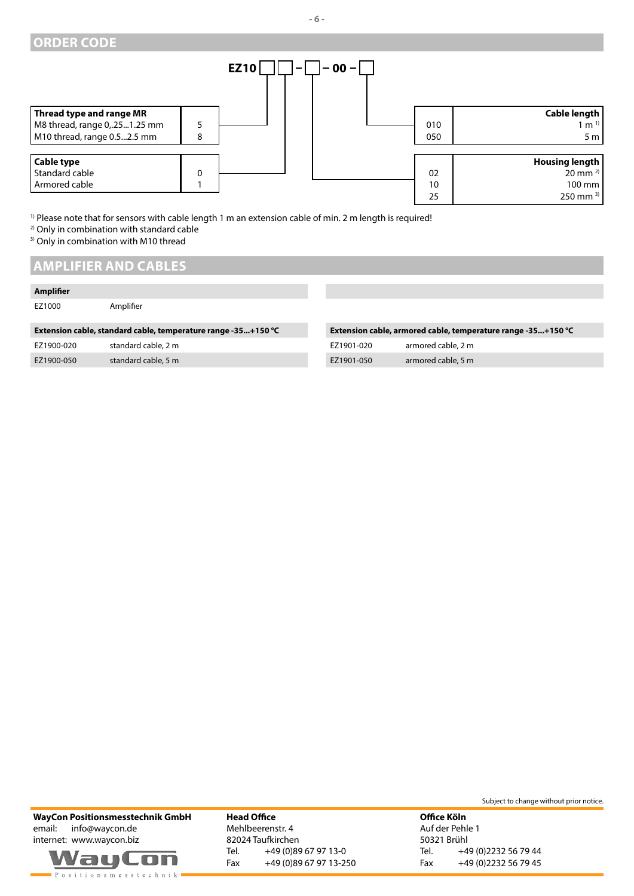## ORDER CODE

**EZ10** ☐ ☐ – ☐ – 00 – ☐

| **Thread type and range MR** | |
|---|---|
| M8 thread, range 0,.25...1.25 mm | 5 |
| M10 thread, range 0.5...2.5 mm | 8 |

| **Cable type** | |
|---|---|
| Standard cable | 0 |
| Armored cable | 1 |

| | **Cable length** |
|---|---|
| 010 | 1 m [1] |
| 050 | 5 m |

| | **Housing length** |
|---|---|
| 02 | 20 mm [2] |
| 10 | 100 mm |
| 25 | 250 mm [3] |

[1] Please note that for sensors with cable length 1 m an extension cable of min. 2 m length is required!
[2] Only in combination with standard cable
[3] Only in combination with M10 thread

## AMPLIFIER AND CABLES

| **Amplifier** | |
|---|---|
| EZ1000 | Amplifier |

| **Extension cable, standard cable, temperature range -35...+150 °C** | |
|---|---|
| EZ1900-020 | standard cable, 2 m |
| EZ1900-050 | standard cable, 5 m |

| **Extension cable, armored cable, temperature range -35...+150 °C** | |
|---|---|
| EZ1901-020 | armored cable, 2 m |
| EZ1901-050 | armored cable, 5 m |

Subject to change without prior notice.

**WayCon Positionsmesstechnik GmbH**
email: info@waycon.de
internet: www.waycon.biz

**Head Office**
Mehlbeerenstr. 4
82024 Taufkirchen
Tel. +49 (0)89 67 97 13-0
Fax +49 (0)89 67 97 13-250

**Office Köln**
Auf der Pehle 1
50321 Brühl
Tel. +49 (0)2232 56 79 44
Fax +49 (0)2232 56 79 45